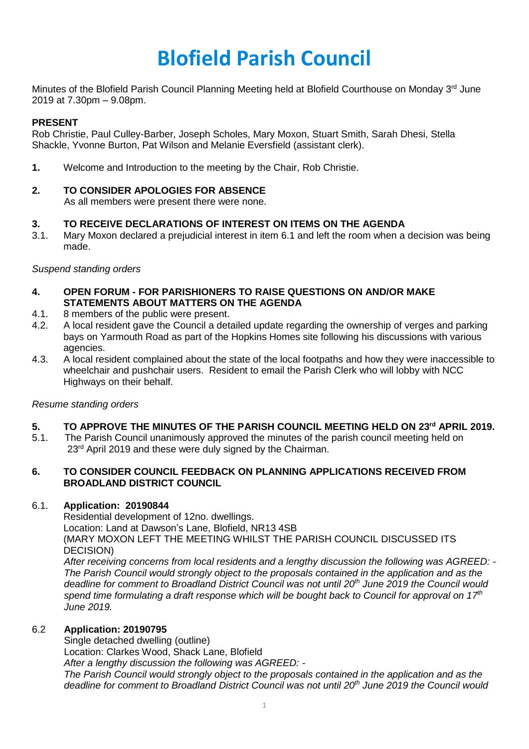# Blofield Parish Council

Minutes of the Blofield Parish Council Planning Meeting held at Blofield Courthouse on Monday 3rd June 2019 at 7.30pm – 9.08pm.

**PRESENT**

Rob Christie, Paul Culley-Barber, Joseph Scholes, Mary Moxon, Stuart Smith, Sarah Dhesi, Stella Shackle, Yvonne Burton, Pat Wilson and Melanie Eversfield (assistant clerk).

**1.** Welcome and Introduction to the meeting by the Chair, Rob Christie.

**2. TO CONSIDER APOLOGIES FOR ABSENCE**

As all members were present there were none.

**3. TO RECEIVE DECLARATIONS OF INTEREST ON ITEMS ON THE AGENDA**

3.1. Mary Moxon declared a prejudicial interest in item 6.1 and left the room when a decision was being made.

*Suspend standing orders*

**4. OPEN FORUM - FOR PARISHIONERS TO RAISE QUESTIONS ON AND/OR MAKE STATEMENTS ABOUT MATTERS ON THE AGENDA**

4.1. 8 members of the public were present.

4.2. A local resident gave the Council a detailed update regarding the ownership of verges and parking bays on Yarmouth Road as part of the Hopkins Homes site following his discussions with various agencies.

4.3. A local resident complained about the state of the local footpaths and how they were inaccessible to wheelchair and pushchair users. Resident to email the Parish Clerk who will lobby with NCC Highways on their behalf.

*Resume standing orders*

**5. TO APPROVE THE MINUTES OF THE PARISH COUNCIL MEETING HELD ON 23rd APRIL 2019.**

5.1. The Parish Council unanimously approved the minutes of the parish council meeting held on 23rd April 2019 and these were duly signed by the Chairman.

**6. TO CONSIDER COUNCIL FEEDBACK ON PLANNING APPLICATIONS RECEIVED FROM BROADLAND DISTRICT COUNCIL**

6.1. **Application: 20190844**

Residential development of 12no. dwellings.

Location: Land at Dawson's Lane, Blofield, NR13 4SB

(MARY MOXON LEFT THE MEETING WHILST THE PARISH COUNCIL DISCUSSED ITS DECISION)

*After receiving concerns from local residents and a lengthy discussion the following was AGREED: - The Parish Council would strongly object to the proposals contained in the application and as the deadline for comment to Broadland District Council was not until 20th June 2019 the Council would spend time formulating a draft response which will be bought back to Council for approval on 17th June 2019.*

6.2 **Application: 20190795**

Single detached dwelling (outline)

Location: Clarkes Wood, Shack Lane, Blofield

*After a lengthy discussion the following was AGREED: -*

*The Parish Council would strongly object to the proposals contained in the application and as the deadline for comment to Broadland District Council was not until 20th June 2019 the Council would*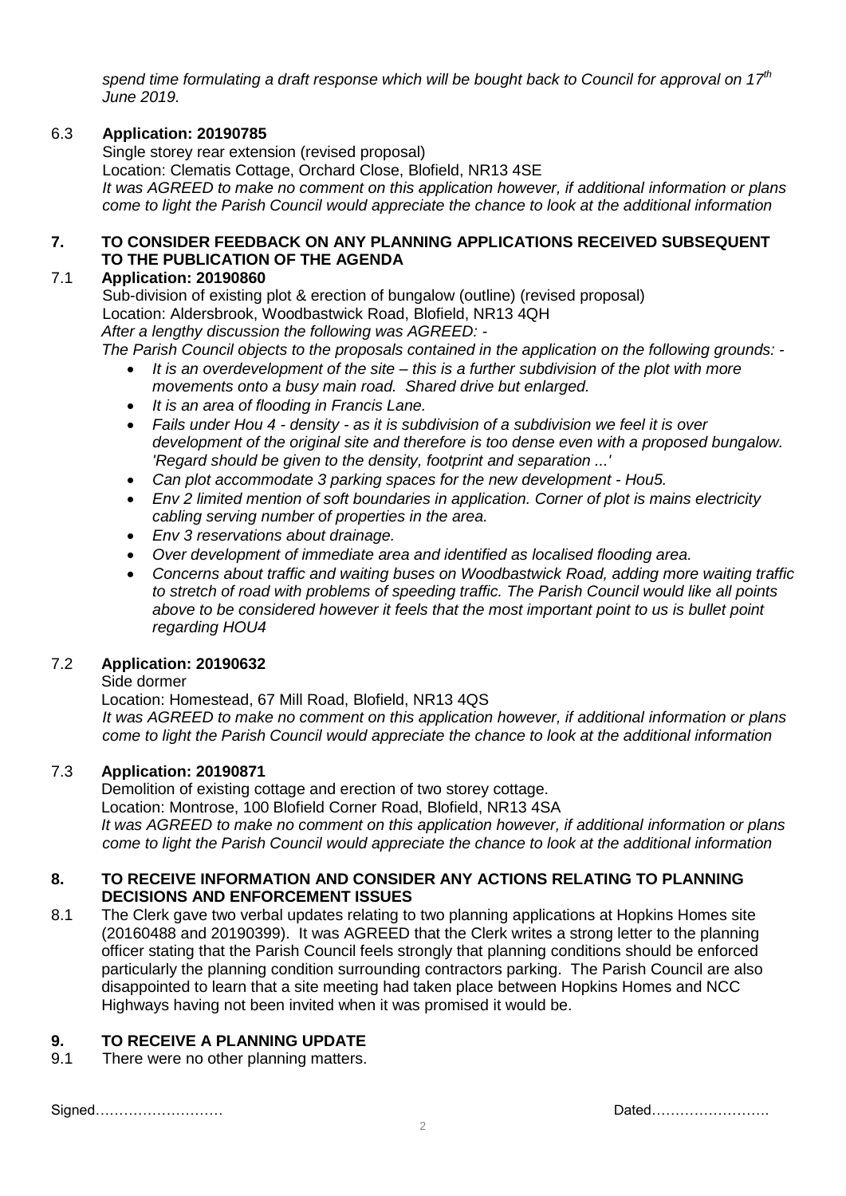*spend time formulating a draft response which will be bought back to Council for approval on 17th June 2019.*

6.3 **Application: 20190785**

Single storey rear extension (revised proposal)
Location: Clematis Cottage, Orchard Close, Blofield, NR13 4SE
*It was AGREED to make no comment on this application however, if additional information or plans come to light the Parish Council would appreciate the chance to look at the additional information*

**7. TO CONSIDER FEEDBACK ON ANY PLANNING APPLICATIONS RECEIVED SUBSEQUENT TO THE PUBLICATION OF THE AGENDA**

7.1 **Application: 20190860**

Sub-division of existing plot & erection of bungalow (outline) (revised proposal)
Location: Aldersbrook, Woodbastwick Road, Blofield, NR13 4QH
*After a lengthy discussion the following was AGREED: -*
*The Parish Council objects to the proposals contained in the application on the following grounds: -*

- *It is an overdevelopment of the site – this is a further subdivision of the plot with more movements onto a busy main road. Shared drive but enlarged.*
- *It is an area of flooding in Francis Lane.*
- *Fails under Hou 4 - density - as it is subdivision of a subdivision we feel it is over development of the original site and therefore is too dense even with a proposed bungalow. 'Regard should be given to the density, footprint and separation ...'*
- *Can plot accommodate 3 parking spaces for the new development - Hou5.*
- *Env 2 limited mention of soft boundaries in application. Corner of plot is mains electricity cabling serving number of properties in the area.*
- *Env 3 reservations about drainage.*
- *Over development of immediate area and identified as localised flooding area.*
- *Concerns about traffic and waiting buses on Woodbastwick Road, adding more waiting traffic to stretch of road with problems of speeding traffic. The Parish Council would like all points above to be considered however it feels that the most important point to us is bullet point regarding HOU4*

7.2 **Application: 20190632**

Side dormer
Location: Homestead, 67 Mill Road, Blofield, NR13 4QS
*It was AGREED to make no comment on this application however, if additional information or plans come to light the Parish Council would appreciate the chance to look at the additional information*

7.3 **Application: 20190871**

Demolition of existing cottage and erection of two storey cottage.
Location: Montrose, 100 Blofield Corner Road, Blofield, NR13 4SA
*It was AGREED to make no comment on this application however, if additional information or plans come to light the Parish Council would appreciate the chance to look at the additional information*

**8. TO RECEIVE INFORMATION AND CONSIDER ANY ACTIONS RELATING TO PLANNING DECISIONS AND ENFORCEMENT ISSUES**

8.1 The Clerk gave two verbal updates relating to two planning applications at Hopkins Homes site (20160488 and 20190399). It was AGREED that the Clerk writes a strong letter to the planning officer stating that the Parish Council feels strongly that planning conditions should be enforced particularly the planning condition surrounding contractors parking. The Parish Council are also disappointed to learn that a site meeting had taken place between Hopkins Homes and NCC Highways having not been invited when it was promised it would be.

**9. TO RECEIVE A PLANNING UPDATE**

9.1 There were no other planning matters.

Signed……………………… Dated…………………….